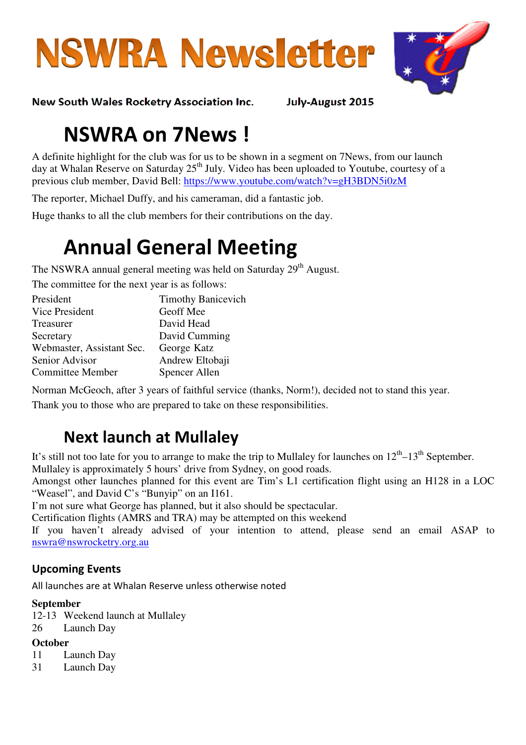# NSWRA Newsletter

**New South Wales Rocketry Association Inc.** **July-August 2015**

# NSWRA on 7News !

A definite highlight for the club was for us to be shown in a segment on 7News, from our launch day at Whalan Reserve on Saturday 25th July. Video has been uploaded to Youtube, courtesy of a previous club member, David Bell: https://www.youtube.com/watch?v=gH3BDN5i0zM

The reporter, Michael Duffy, and his cameraman, did a fantastic job.

Huge thanks to all the club members for their contributions on the day.

# Annual General Meeting

The NSWRA annual general meeting was held on Saturday 29th August.

The committee for the next year is as follows:

| Role | Name |
| --- | --- |
| President | Timothy Banicevich |
| Vice President | Geoff Mee |
| Treasurer | David Head |
| Secretary | David Cumming |
| Webmaster, Assistant Sec. | George Katz |
| Senior Advisor | Andrew Eltobaji |
| Committee Member | Spencer Allen |

Norman McGeoch, after 3 years of faithful service (thanks, Norm!), decided not to stand this year.

Thank you to those who are prepared to take on these responsibilities.

## Next launch at Mullaley

It's still not too late for you to arrange to make the trip to Mullaley for launches on 12th–13th September.
Mullaley is approximately 5 hours' drive from Sydney, on good roads.
Amongst other launches planned for this event are Tim's L1 certification flight using an H128 in a LOC "Weasel", and David C's "Bunyip" on an I161.
I'm not sure what George has planned, but it also should be spectacular.
Certification flights (AMRS and TRA) may be attempted on this weekend
If you haven't already advised of your intention to attend, please send an email ASAP to nswra@nswrocketry.org.au

### Upcoming Events

All launches are at Whalan Reserve unless otherwise noted

**September**
12-13 Weekend launch at Mullaley
26 Launch Day

**October**
11 Launch Day
31 Launch Day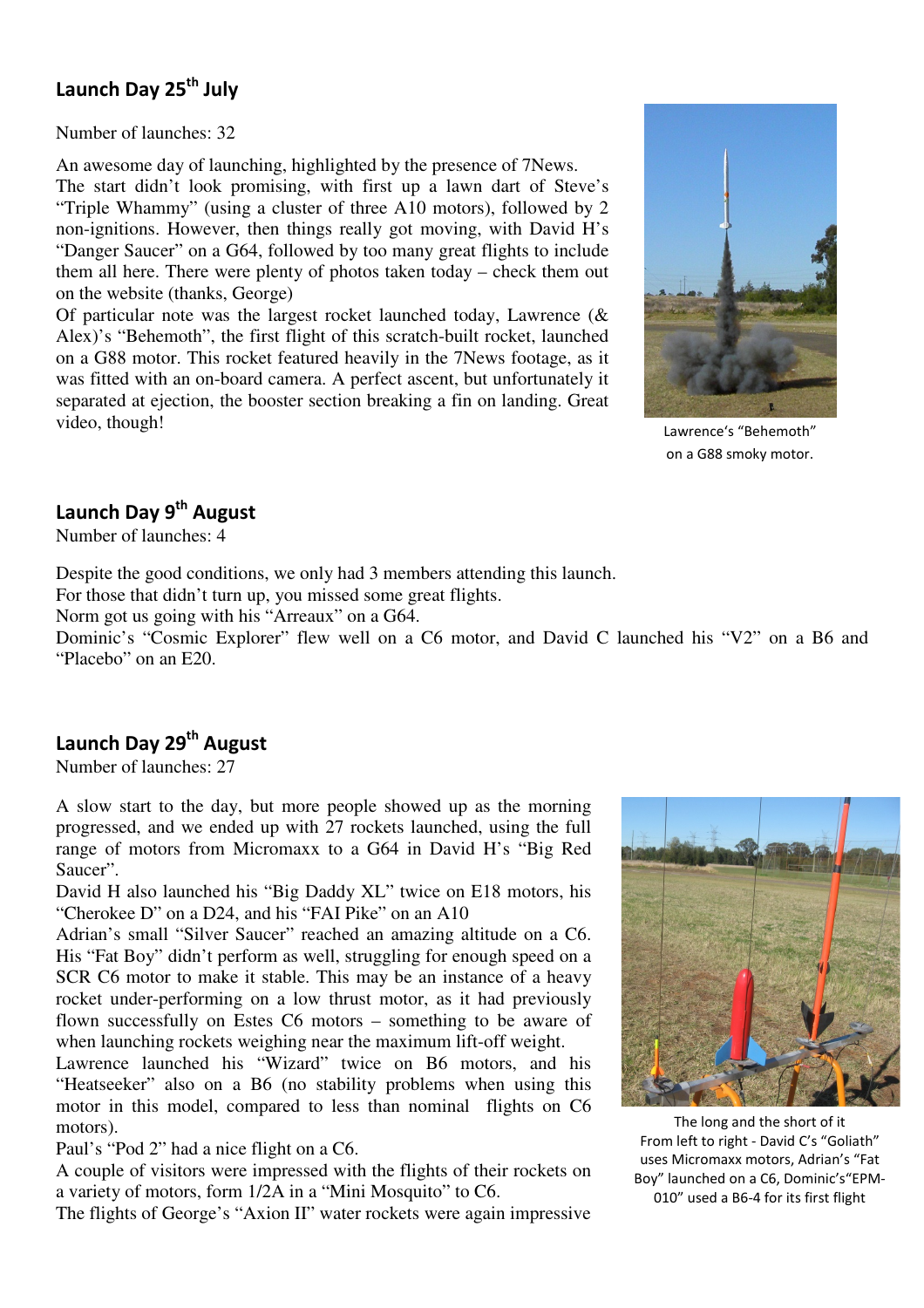## Launch Day 25th July

Number of launches: 32

An awesome day of launching, highlighted by the presence of 7News. The start didn't look promising, with first up a lawn dart of Steve's "Triple Whammy" (using a cluster of three A10 motors), followed by 2 non-ignitions. However, then things really got moving, with David H's "Danger Saucer" on a G64, followed by too many great flights to include them all here. There were plenty of photos taken today – check them out on the website (thanks, George)

Of particular note was the largest rocket launched today, Lawrence (& Alex)'s "Behemoth", the first flight of this scratch-built rocket, launched on a G88 motor. This rocket featured heavily in the 7News footage, as it was fitted with an on-board camera. A perfect ascent, but unfortunately it separated at ejection, the booster section breaking a fin on landing. Great video, though!

Lawrence's "Behemoth" on a G88 smoky motor.

## Launch Day 9th August

Number of launches: 4

Despite the good conditions, we only had 3 members attending this launch.
For those that didn't turn up, you missed some great flights.
Norm got us going with his "Arreaux" on a G64.
Dominic's "Cosmic Explorer" flew well on a C6 motor, and David C launched his "V2" on a B6 and "Placebo" on an E20.

## Launch Day 29th August

Number of launches: 27

A slow start to the day, but more people showed up as the morning progressed, and we ended up with 27 rockets launched, using the full range of motors from Micromaxx to a G64 in David H's "Big Red Saucer".

David H also launched his "Big Daddy XL" twice on E18 motors, his "Cherokee D" on a D24, and his "FAI Pike" on an A10

Adrian's small "Silver Saucer" reached an amazing altitude on a C6. His "Fat Boy" didn't perform as well, struggling for enough speed on a SCR C6 motor to make it stable. This may be an instance of a heavy rocket under-performing on a low thrust motor, as it had previously flown successfully on Estes C6 motors – something to be aware of when launching rockets weighing near the maximum lift-off weight.

Lawrence launched his "Wizard" twice on B6 motors, and his "Heatseeker" also on a B6 (no stability problems when using this motor in this model, compared to less than nominal flights on C6 motors).

Paul's "Pod 2" had a nice flight on a C6.

A couple of visitors were impressed with the flights of their rockets on a variety of motors, form 1/2A in a "Mini Mosquito" to C6.

The flights of George's "Axion II" water rockets were again impressive

The long and the short of it
From left to right - David C's "Goliath" uses Micromaxx motors, Adrian's "Fat Boy" launched on a C6, Dominic's"EPM-010" used a B6-4 for its first flight